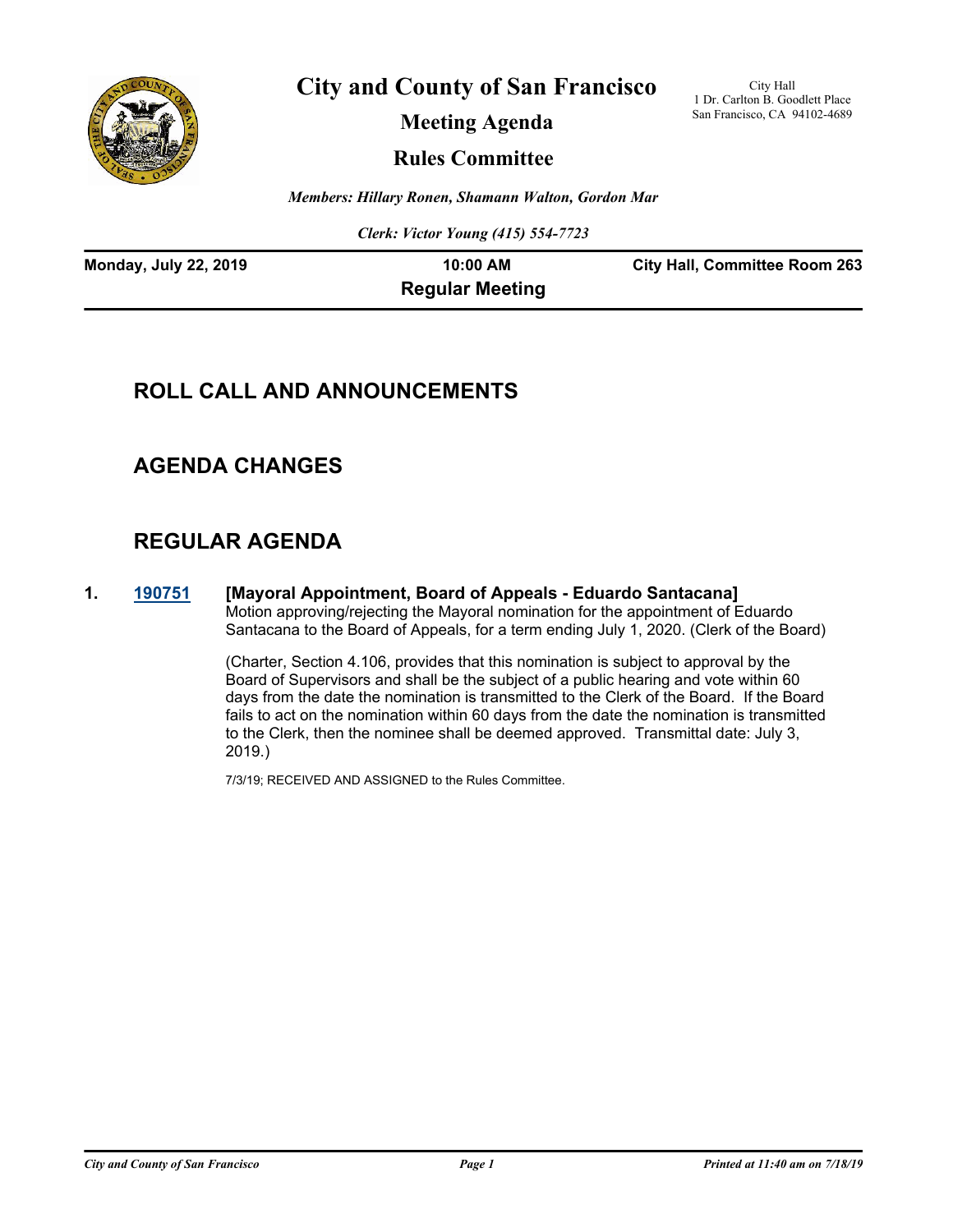# City and County of San Francisco

## Meeting Agenda

## Rules Committee

City Hall
1 Dr. Carlton B. Goodlett Place
San Francisco, CA 94102-4689

*Members: Hillary Ronen, Shamann Walton, Gordon Mar*

*Clerk: Victor Young (415) 554-7723*

**Monday, July 22, 2019** | **10:00 AM** | **City Hall, Committee Room 263**

**Regular Meeting**

## ROLL CALL AND ANNOUNCEMENTS

## AGENDA CHANGES

## REGULAR AGENDA

**1. 190751 [Mayoral Appointment, Board of Appeals - Eduardo Santacana]**

Motion approving/rejecting the Mayoral nomination for the appointment of Eduardo Santacana to the Board of Appeals, for a term ending July 1, 2020. (Clerk of the Board)

(Charter, Section 4.106, provides that this nomination is subject to approval by the Board of Supervisors and shall be the subject of a public hearing and vote within 60 days from the date the nomination is transmitted to the Clerk of the Board. If the Board fails to act on the nomination within 60 days from the date the nomination is transmitted to the Clerk, then the nominee shall be deemed approved. Transmittal date: July 3, 2019.)

7/3/19; RECEIVED AND ASSIGNED to the Rules Committee.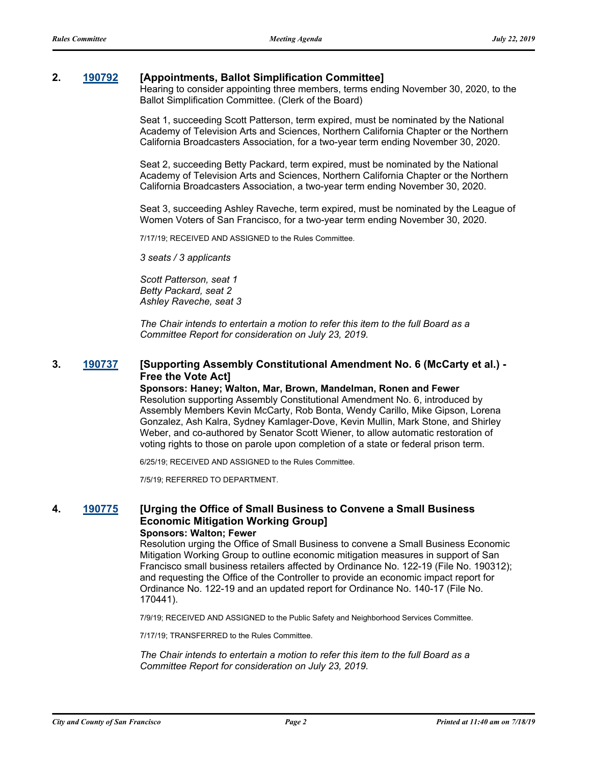**2. [190792](190792) [Appointments, Ballot Simplification Committee]**

Hearing to consider appointing three members, terms ending November 30, 2020, to the Ballot Simplification Committee. (Clerk of the Board)

Seat 1, succeeding Scott Patterson, term expired, must be nominated by the National Academy of Television Arts and Sciences, Northern California Chapter or the Northern California Broadcasters Association, for a two-year term ending November 30, 2020.

Seat 2, succeeding Betty Packard, term expired, must be nominated by the National Academy of Television Arts and Sciences, Northern California Chapter or the Northern California Broadcasters Association, a two-year term ending November 30, 2020.

Seat 3, succeeding Ashley Raveche, term expired, must be nominated by the League of Women Voters of San Francisco, for a two-year term ending November 30, 2020.

7/17/19; RECEIVED AND ASSIGNED to the Rules Committee.

*3 seats / 3 applicants*

*Scott Patterson, seat 1*
*Betty Packard, seat 2*
*Ashley Raveche, seat 3*

*The Chair intends to entertain a motion to refer this item to the full Board as a Committee Report for consideration on July 23, 2019.*

**3. [190737](190737) [Supporting Assembly Constitutional Amendment No. 6 (McCarty et al.) - Free the Vote Act]**

**Sponsors: Haney; Walton, Mar, Brown, Mandelman, Ronen and Fewer**

Resolution supporting Assembly Constitutional Amendment No. 6, introduced by Assembly Members Kevin McCarty, Rob Bonta, Wendy Carillo, Mike Gipson, Lorena Gonzalez, Ash Kalra, Sydney Kamlager-Dove, Kevin Mullin, Mark Stone, and Shirley Weber, and co-authored by Senator Scott Wiener, to allow automatic restoration of voting rights to those on parole upon completion of a state or federal prison term.

6/25/19; RECEIVED AND ASSIGNED to the Rules Committee.

7/5/19; REFERRED TO DEPARTMENT.

**4. [190775](190775) [Urging the Office of Small Business to Convene a Small Business Economic Mitigation Working Group]**

**Sponsors: Walton; Fewer**

Resolution urging the Office of Small Business to convene a Small Business Economic Mitigation Working Group to outline economic mitigation measures in support of San Francisco small business retailers affected by Ordinance No. 122-19 (File No. 190312); and requesting the Office of the Controller to provide an economic impact report for Ordinance No. 122-19 and an updated report for Ordinance No. 140-17 (File No. 170441).

7/9/19; RECEIVED AND ASSIGNED to the Public Safety and Neighborhood Services Committee.

7/17/19; TRANSFERRED to the Rules Committee.

*The Chair intends to entertain a motion to refer this item to the full Board as a Committee Report for consideration on July 23, 2019.*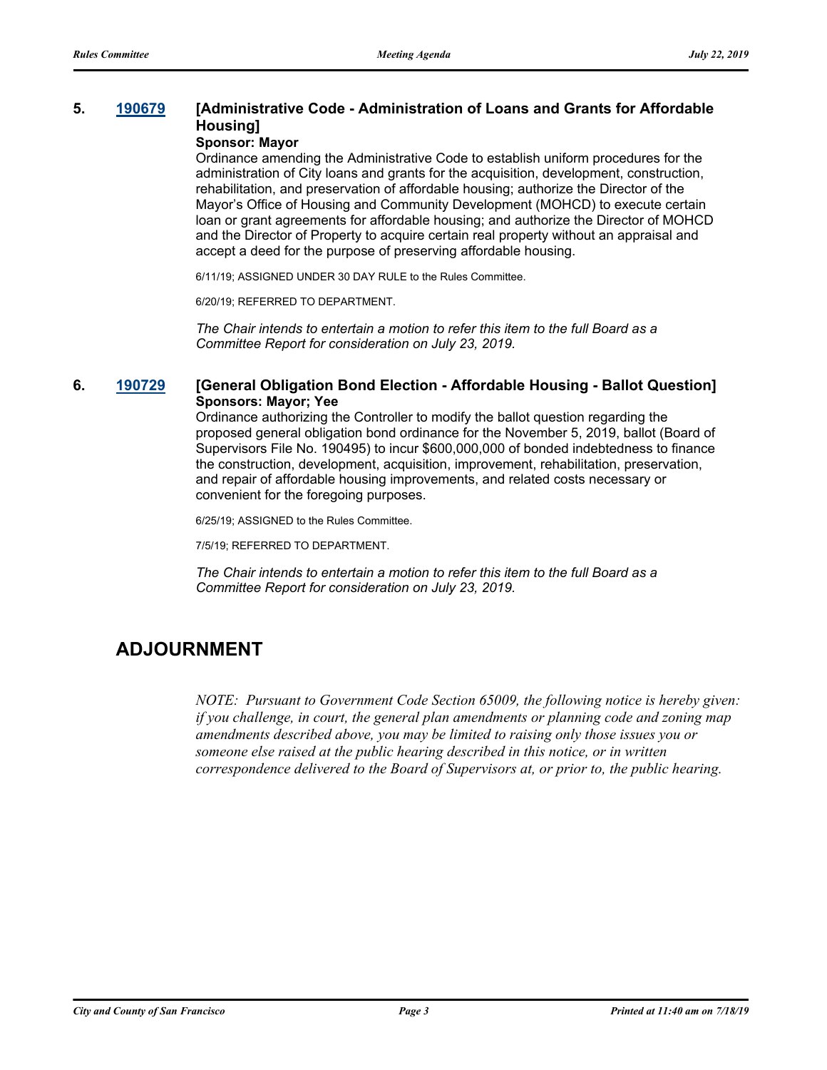**5. 190679 [Administrative Code - Administration of Loans and Grants for Affordable Housing]**

**Sponsor: Mayor**

Ordinance amending the Administrative Code to establish uniform procedures for the administration of City loans and grants for the acquisition, development, construction, rehabilitation, and preservation of affordable housing; authorize the Director of the Mayor's Office of Housing and Community Development (MOHCD) to execute certain loan or grant agreements for affordable housing; and authorize the Director of MOHCD and the Director of Property to acquire certain real property without an appraisal and accept a deed for the purpose of preserving affordable housing.

6/11/19; ASSIGNED UNDER 30 DAY RULE to the Rules Committee.

6/20/19; REFERRED TO DEPARTMENT.

*The Chair intends to entertain a motion to refer this item to the full Board as a Committee Report for consideration on July 23, 2019.*

**6. 190729 [General Obligation Bond Election - Affordable Housing - Ballot Question]**

**Sponsors: Mayor; Yee**

Ordinance authorizing the Controller to modify the ballot question regarding the proposed general obligation bond ordinance for the November 5, 2019, ballot (Board of Supervisors File No. 190495) to incur $600,000,000 of bonded indebtedness to finance the construction, development, acquisition, improvement, rehabilitation, preservation, and repair of affordable housing improvements, and related costs necessary or convenient for the foregoing purposes.

6/25/19; ASSIGNED to the Rules Committee.

7/5/19; REFERRED TO DEPARTMENT.

*The Chair intends to entertain a motion to refer this item to the full Board as a Committee Report for consideration on July 23, 2019.*

## ADJOURNMENT

*NOTE: Pursuant to Government Code Section 65009, the following notice is hereby given: if you challenge, in court, the general plan amendments or planning code and zoning map amendments described above, you may be limited to raising only those issues you or someone else raised at the public hearing described in this notice, or in written correspondence delivered to the Board of Supervisors at, or prior to, the public hearing.*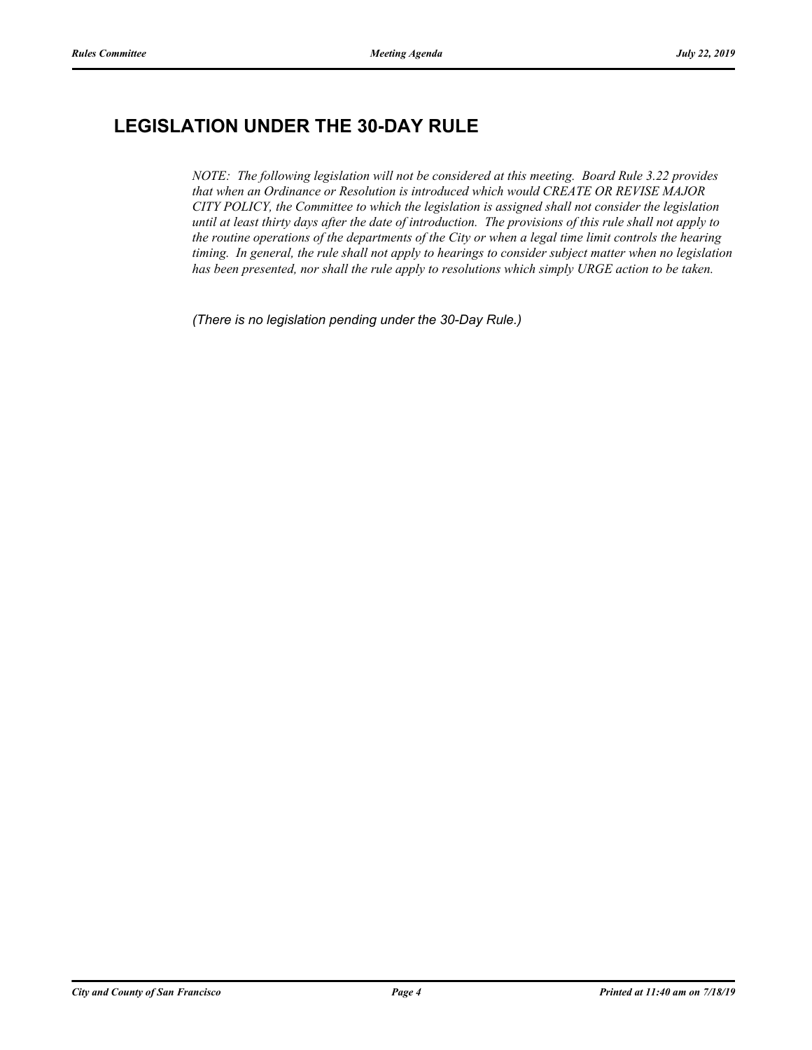## LEGISLATION UNDER THE 30-DAY RULE

*NOTE: The following legislation will not be considered at this meeting. Board Rule 3.22 provides that when an Ordinance or Resolution is introduced which would CREATE OR REVISE MAJOR CITY POLICY, the Committee to which the legislation is assigned shall not consider the legislation until at least thirty days after the date of introduction. The provisions of this rule shall not apply to the routine operations of the departments of the City or when a legal time limit controls the hearing timing. In general, the rule shall not apply to hearings to consider subject matter when no legislation has been presented, nor shall the rule apply to resolutions which simply URGE action to be taken.*

*(There is no legislation pending under the 30-Day Rule.)*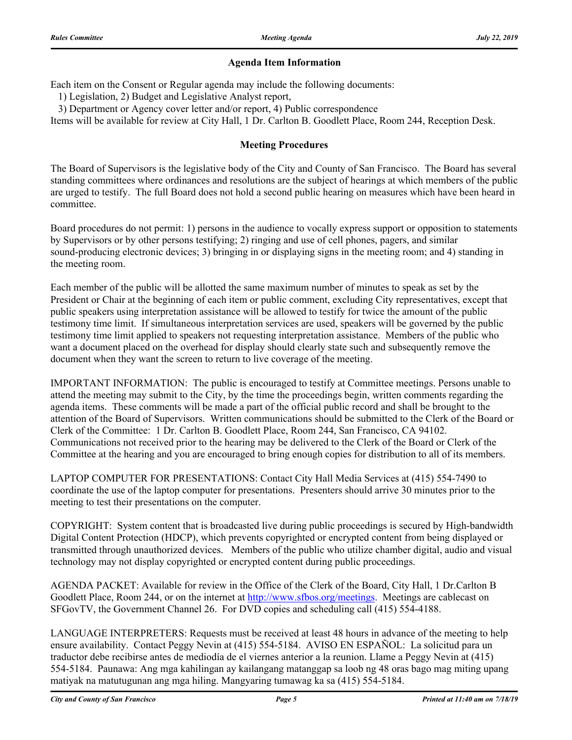## Agenda Item Information

Each item on the Consent or Regular agenda may include the following documents:

1) Legislation, 2) Budget and Legislative Analyst report,

3) Department or Agency cover letter and/or report, 4) Public correspondence

Items will be available for review at City Hall, 1 Dr. Carlton B. Goodlett Place, Room 244, Reception Desk.

## Meeting Procedures

The Board of Supervisors is the legislative body of the City and County of San Francisco. The Board has several standing committees where ordinances and resolutions are the subject of hearings at which members of the public are urged to testify. The full Board does not hold a second public hearing on measures which have been heard in committee.

Board procedures do not permit: 1) persons in the audience to vocally express support or opposition to statements by Supervisors or by other persons testifying; 2) ringing and use of cell phones, pagers, and similar sound-producing electronic devices; 3) bringing in or displaying signs in the meeting room; and 4) standing in the meeting room.

Each member of the public will be allotted the same maximum number of minutes to speak as set by the President or Chair at the beginning of each item or public comment, excluding City representatives, except that public speakers using interpretation assistance will be allowed to testify for twice the amount of the public testimony time limit. If simultaneous interpretation services are used, speakers will be governed by the public testimony time limit applied to speakers not requesting interpretation assistance. Members of the public who want a document placed on the overhead for display should clearly state such and subsequently remove the document when they want the screen to return to live coverage of the meeting.

IMPORTANT INFORMATION: The public is encouraged to testify at Committee meetings. Persons unable to attend the meeting may submit to the City, by the time the proceedings begin, written comments regarding the agenda items. These comments will be made a part of the official public record and shall be brought to the attention of the Board of Supervisors. Written communications should be submitted to the Clerk of the Board or Clerk of the Committee: 1 Dr. Carlton B. Goodlett Place, Room 244, San Francisco, CA 94102. Communications not received prior to the hearing may be delivered to the Clerk of the Board or Clerk of the Committee at the hearing and you are encouraged to bring enough copies for distribution to all of its members.

LAPTOP COMPUTER FOR PRESENTATIONS: Contact City Hall Media Services at (415) 554-7490 to coordinate the use of the laptop computer for presentations. Presenters should arrive 30 minutes prior to the meeting to test their presentations on the computer.

COPYRIGHT: System content that is broadcasted live during public proceedings is secured by High-bandwidth Digital Content Protection (HDCP), which prevents copyrighted or encrypted content from being displayed or transmitted through unauthorized devices. Members of the public who utilize chamber digital, audio and visual technology may not display copyrighted or encrypted content during public proceedings.

AGENDA PACKET: Available for review in the Office of the Clerk of the Board, City Hall, 1 Dr.Carlton B Goodlett Place, Room 244, or on the internet at http://www.sfbos.org/meetings. Meetings are cablecast on SFGovTV, the Government Channel 26. For DVD copies and scheduling call (415) 554-4188.

LANGUAGE INTERPRETERS: Requests must be received at least 48 hours in advance of the meeting to help ensure availability. Contact Peggy Nevin at (415) 554-5184. AVISO EN ESPAÑOL: La solicitud para un traductor debe recibirse antes de mediodía de el viernes anterior a la reunion. Llame a Peggy Nevin at (415) 554-5184. Paunawa: Ang mga kahilingan ay kailangang matanggap sa loob ng 48 oras bago mag miting upang matiyak na matutugunan ang mga hiling. Mangyaring tumawag ka sa (415) 554-5184.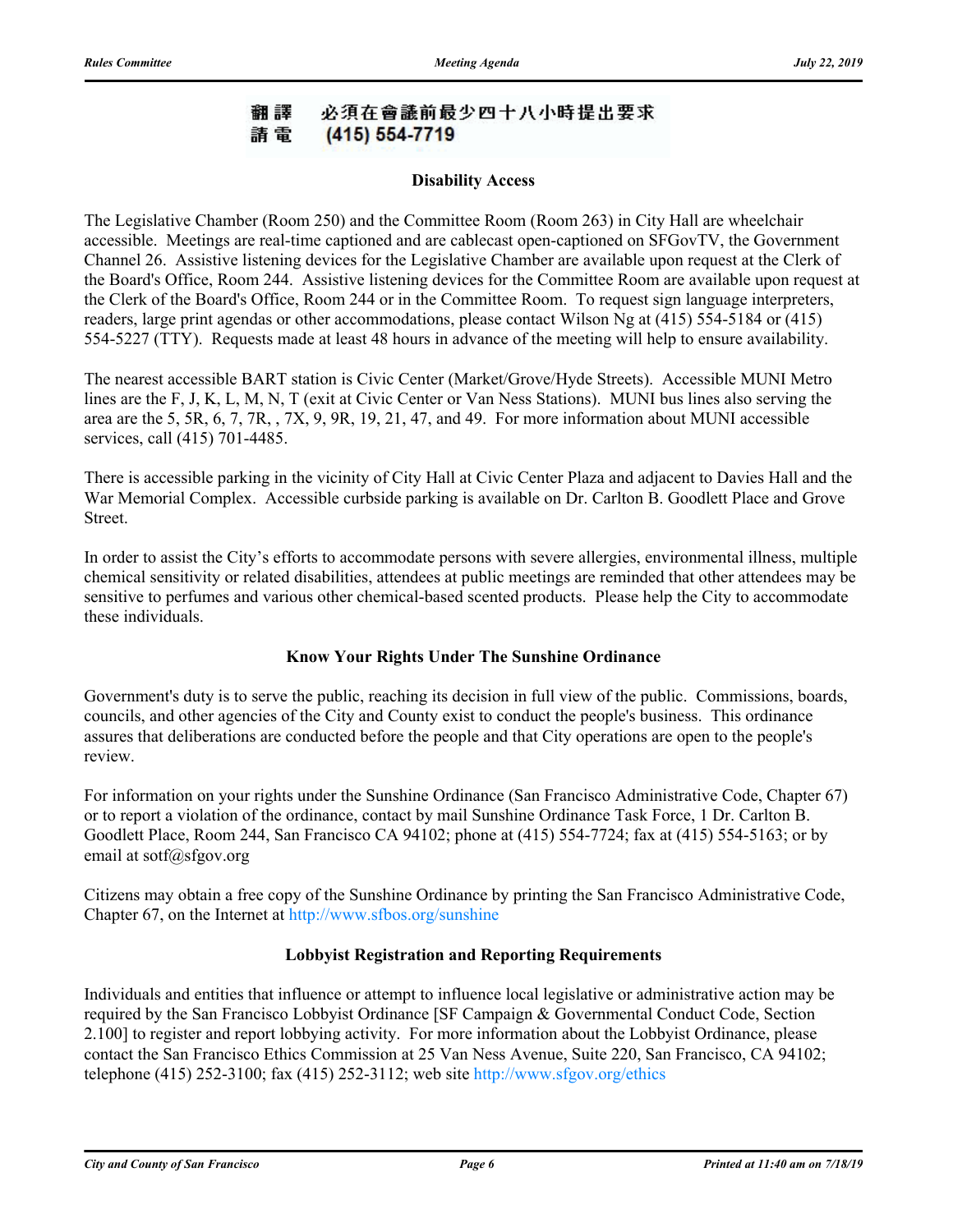翻譯　必須在會議前最少四十八小時提出要求
請電　(415) 554-7719

## Disability Access

The Legislative Chamber (Room 250) and the Committee Room (Room 263) in City Hall are wheelchair accessible. Meetings are real-time captioned and are cablecast open-captioned on SFGovTV, the Government Channel 26. Assistive listening devices for the Legislative Chamber are available upon request at the Clerk of the Board's Office, Room 244. Assistive listening devices for the Committee Room are available upon request at the Clerk of the Board's Office, Room 244 or in the Committee Room. To request sign language interpreters, readers, large print agendas or other accommodations, please contact Wilson Ng at (415) 554-5184 or (415) 554-5227 (TTY). Requests made at least 48 hours in advance of the meeting will help to ensure availability.

The nearest accessible BART station is Civic Center (Market/Grove/Hyde Streets). Accessible MUNI Metro lines are the F, J, K, L, M, N, T (exit at Civic Center or Van Ness Stations). MUNI bus lines also serving the area are the 5, 5R, 6, 7, 7R, , 7X, 9, 9R, 19, 21, 47, and 49. For more information about MUNI accessible services, call (415) 701-4485.

There is accessible parking in the vicinity of City Hall at Civic Center Plaza and adjacent to Davies Hall and the War Memorial Complex. Accessible curbside parking is available on Dr. Carlton B. Goodlett Place and Grove Street.

In order to assist the City's efforts to accommodate persons with severe allergies, environmental illness, multiple chemical sensitivity or related disabilities, attendees at public meetings are reminded that other attendees may be sensitive to perfumes and various other chemical-based scented products. Please help the City to accommodate these individuals.

## Know Your Rights Under The Sunshine Ordinance

Government's duty is to serve the public, reaching its decision in full view of the public. Commissions, boards, councils, and other agencies of the City and County exist to conduct the people's business. This ordinance assures that deliberations are conducted before the people and that City operations are open to the people's review.

For information on your rights under the Sunshine Ordinance (San Francisco Administrative Code, Chapter 67) or to report a violation of the ordinance, contact by mail Sunshine Ordinance Task Force, 1 Dr. Carlton B. Goodlett Place, Room 244, San Francisco CA 94102; phone at (415) 554-7724; fax at (415) 554-5163; or by email at sotf@sfgov.org

Citizens may obtain a free copy of the Sunshine Ordinance by printing the San Francisco Administrative Code, Chapter 67, on the Internet at http://www.sfbos.org/sunshine

## Lobbyist Registration and Reporting Requirements

Individuals and entities that influence or attempt to influence local legislative or administrative action may be required by the San Francisco Lobbyist Ordinance [SF Campaign & Governmental Conduct Code, Section 2.100] to register and report lobbying activity. For more information about the Lobbyist Ordinance, please contact the San Francisco Ethics Commission at 25 Van Ness Avenue, Suite 220, San Francisco, CA 94102; telephone (415) 252-3100; fax (415) 252-3112; web site http://www.sfgov.org/ethics